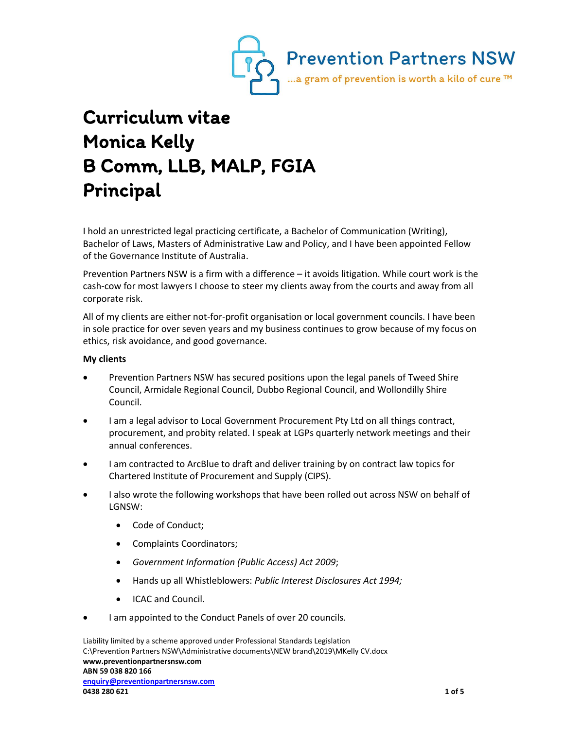Prevention Partners NSW

...a gram of prevention is worth a kilo of cure ™

# Curriculum vitae
# Monica Kelly
# B Comm, LLB, MALP, FGIA
# Principal

I hold an unrestricted legal practicing certificate, a Bachelor of Communication (Writing), Bachelor of Laws, Masters of Administrative Law and Policy, and I have been appointed Fellow of the Governance Institute of Australia.

Prevention Partners NSW is a firm with a difference – it avoids litigation. While court work is the cash-cow for most lawyers I choose to steer my clients away from the courts and away from all corporate risk.

All of my clients are either not-for-profit organisation or local government councils. I have been in sole practice for over seven years and my business continues to grow because of my focus on ethics, risk avoidance, and good governance.

**My clients**

- Prevention Partners NSW has secured positions upon the legal panels of Tweed Shire Council, Armidale Regional Council, Dubbo Regional Council, and Wollondilly Shire Council.
- I am a legal advisor to Local Government Procurement Pty Ltd on all things contract, procurement, and probity related. I speak at LGPs quarterly network meetings and their annual conferences.
- I am contracted to ArcBlue to draft and deliver training by on contract law topics for Chartered Institute of Procurement and Supply (CIPS).
- I also wrote the following workshops that have been rolled out across NSW on behalf of LGNSW:
  - Code of Conduct;
  - Complaints Coordinators;
  - *Government Information (Public Access) Act 2009*;
  - Hands up all Whistleblowers: *Public Interest Disclosures Act 1994;*
  - ICAC and Council.
- I am appointed to the Conduct Panels of over 20 councils.

Liability limited by a scheme approved under Professional Standards Legislation
C:\Prevention Partners NSW\Administrative documents\NEW brand\2019\MKelly CV.docx
**www.preventionpartnersnsw.com**
**ABN 59 038 820 166**
**enquiry@preventionpartnersnsw.com**
**0438 280 621**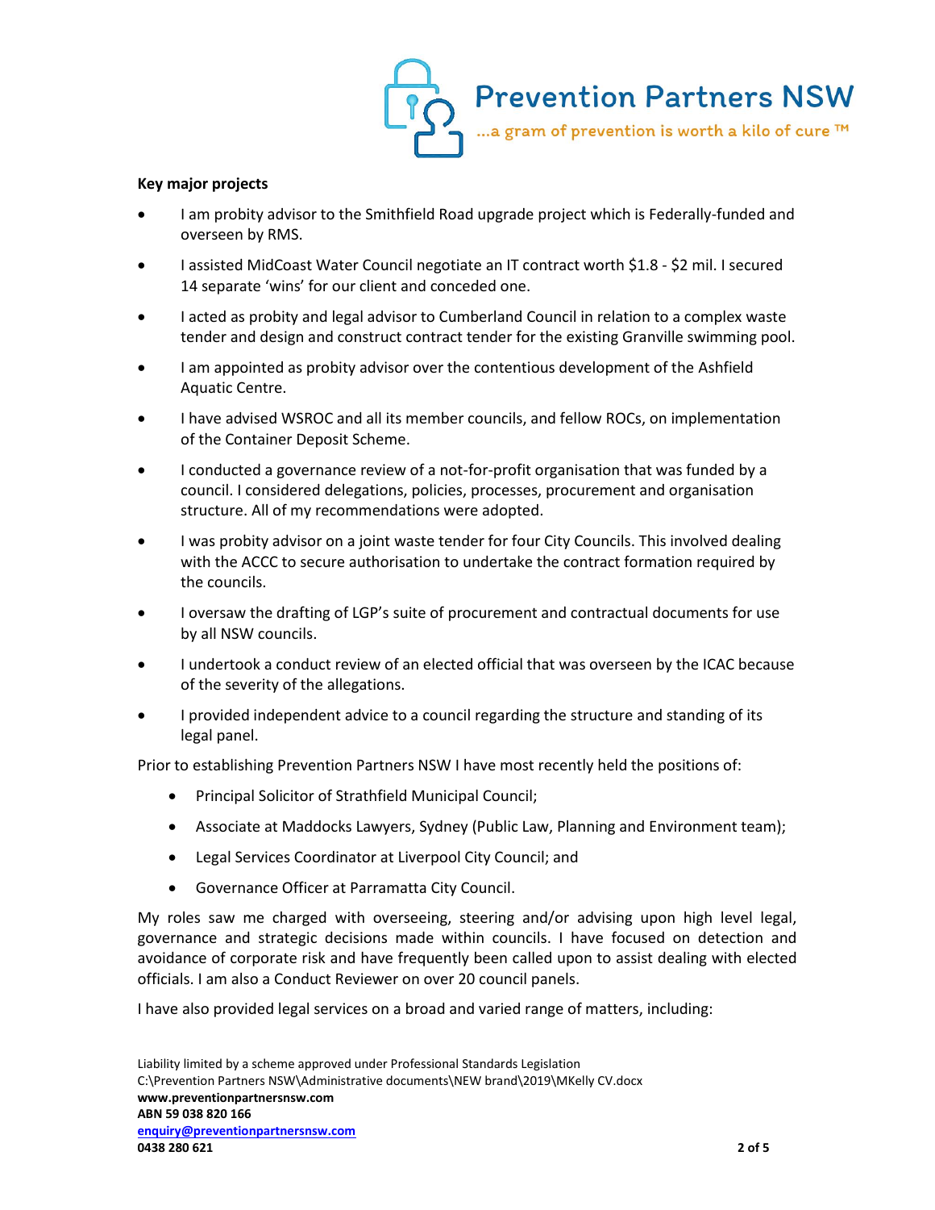**Key major projects**

- I am probity advisor to the Smithfield Road upgrade project which is Federally-funded and overseen by RMS.
- I assisted MidCoast Water Council negotiate an IT contract worth $1.8 - $2 mil. I secured 14 separate 'wins' for our client and conceded one.
- I acted as probity and legal advisor to Cumberland Council in relation to a complex waste tender and design and construct contract tender for the existing Granville swimming pool.
- I am appointed as probity advisor over the contentious development of the Ashfield Aquatic Centre.
- I have advised WSROC and all its member councils, and fellow ROCs, on implementation of the Container Deposit Scheme.
- I conducted a governance review of a not-for-profit organisation that was funded by a council. I considered delegations, policies, processes, procurement and organisation structure. All of my recommendations were adopted.
- I was probity advisor on a joint waste tender for four City Councils. This involved dealing with the ACCC to secure authorisation to undertake the contract formation required by the councils.
- I oversaw the drafting of LGP's suite of procurement and contractual documents for use by all NSW councils.
- I undertook a conduct review of an elected official that was overseen by the ICAC because of the severity of the allegations.
- I provided independent advice to a council regarding the structure and standing of its legal panel.

Prior to establishing Prevention Partners NSW I have most recently held the positions of:

- Principal Solicitor of Strathfield Municipal Council;
- Associate at Maddocks Lawyers, Sydney (Public Law, Planning and Environment team);
- Legal Services Coordinator at Liverpool City Council; and
- Governance Officer at Parramatta City Council.

My roles saw me charged with overseeing, steering and/or advising upon high level legal, governance and strategic decisions made within councils. I have focused on detection and avoidance of corporate risk and have frequently been called upon to assist dealing with elected officials. I am also a Conduct Reviewer on over 20 council panels.

I have also provided legal services on a broad and varied range of matters, including: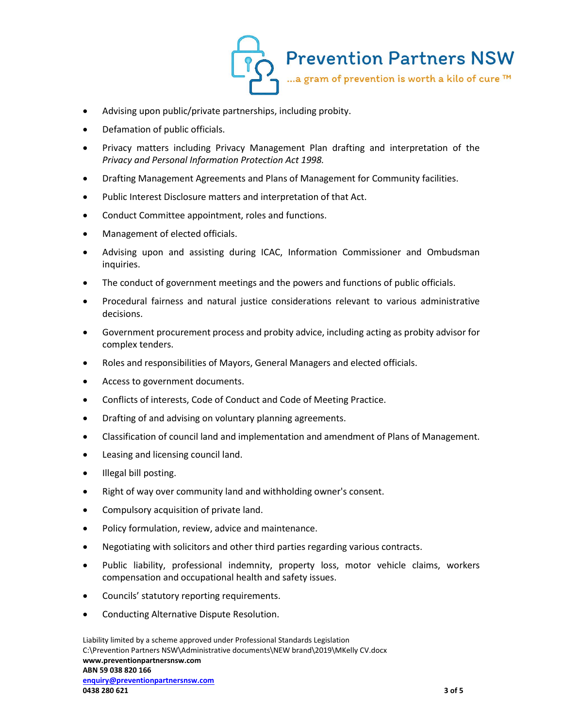- Advising upon public/private partnerships, including probity.
- Defamation of public officials.
- Privacy matters including Privacy Management Plan drafting and interpretation of the *Privacy and Personal Information Protection Act 1998.*
- Drafting Management Agreements and Plans of Management for Community facilities.
- Public Interest Disclosure matters and interpretation of that Act.
- Conduct Committee appointment, roles and functions.
- Management of elected officials.
- Advising upon and assisting during ICAC, Information Commissioner and Ombudsman inquiries.
- The conduct of government meetings and the powers and functions of public officials.
- Procedural fairness and natural justice considerations relevant to various administrative decisions.
- Government procurement process and probity advice, including acting as probity advisor for complex tenders.
- Roles and responsibilities of Mayors, General Managers and elected officials.
- Access to government documents.
- Conflicts of interests, Code of Conduct and Code of Meeting Practice.
- Drafting of and advising on voluntary planning agreements.
- Classification of council land and implementation and amendment of Plans of Management.
- Leasing and licensing council land.
- Illegal bill posting.
- Right of way over community land and withholding owner's consent.
- Compulsory acquisition of private land.
- Policy formulation, review, advice and maintenance.
- Negotiating with solicitors and other third parties regarding various contracts.
- Public liability, professional indemnity, property loss, motor vehicle claims, workers compensation and occupational health and safety issues.
- Councils' statutory reporting requirements.
- Conducting Alternative Dispute Resolution.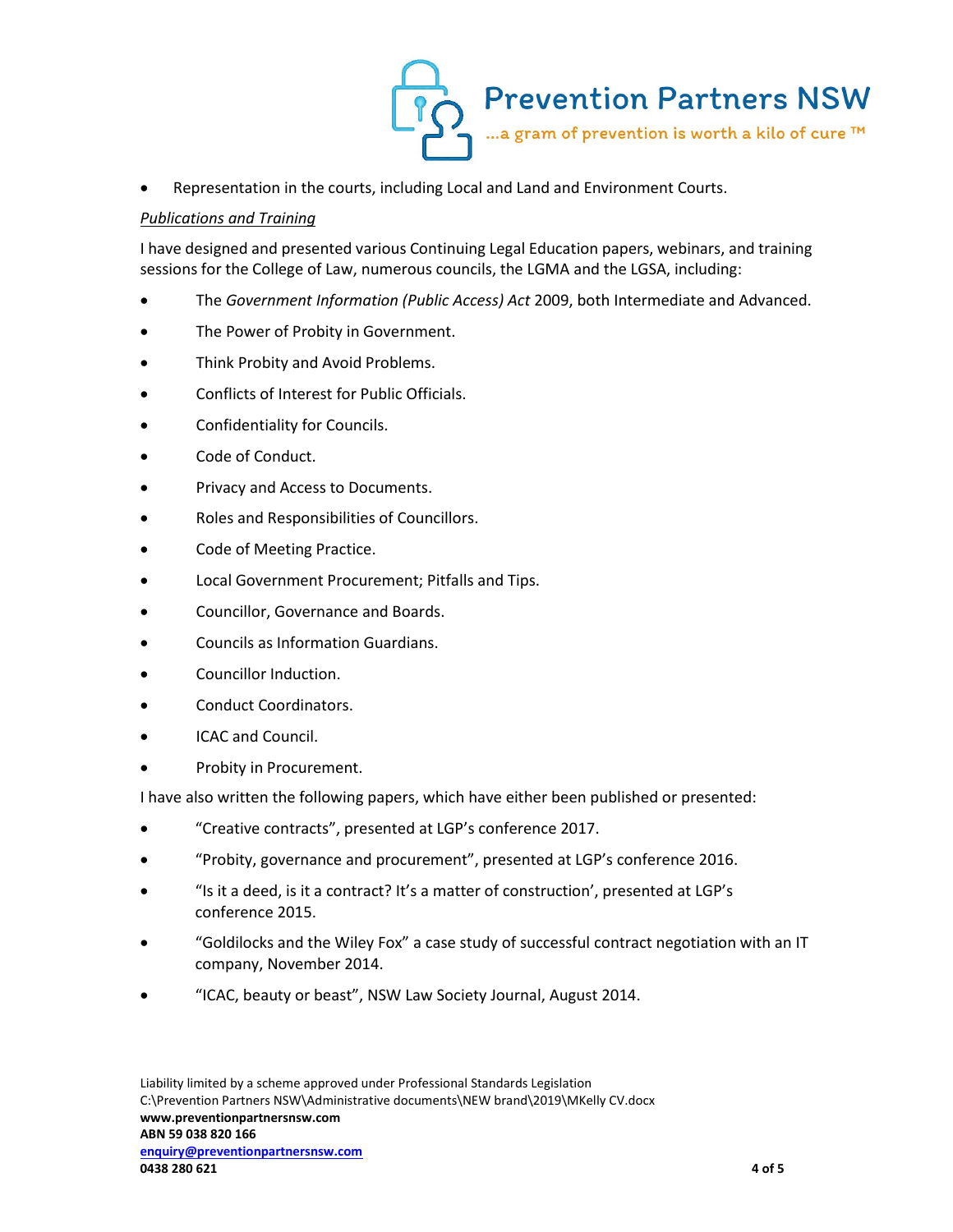- Representation in the courts, including Local and Land and Environment Courts.

*Publications and Training*

I have designed and presented various Continuing Legal Education papers, webinars, and training sessions for the College of Law, numerous councils, the LGMA and the LGSA, including:

- The *Government Information (Public Access) Act* 2009, both Intermediate and Advanced.
- The Power of Probity in Government.
- Think Probity and Avoid Problems.
- Conflicts of Interest for Public Officials.
- Confidentiality for Councils.
- Code of Conduct.
- Privacy and Access to Documents.
- Roles and Responsibilities of Councillors.
- Code of Meeting Practice.
- Local Government Procurement; Pitfalls and Tips.
- Councillor, Governance and Boards.
- Councils as Information Guardians.
- Councillor Induction.
- Conduct Coordinators.
- ICAC and Council.
- Probity in Procurement.

I have also written the following papers, which have either been published or presented:

- "Creative contracts", presented at LGP's conference 2017.
- "Probity, governance and procurement", presented at LGP's conference 2016.
- "Is it a deed, is it a contract? It's a matter of construction', presented at LGP's conference 2015.
- "Goldilocks and the Wiley Fox" a case study of successful contract negotiation with an IT company, November 2014.
- "ICAC, beauty or beast", NSW Law Society Journal, August 2014.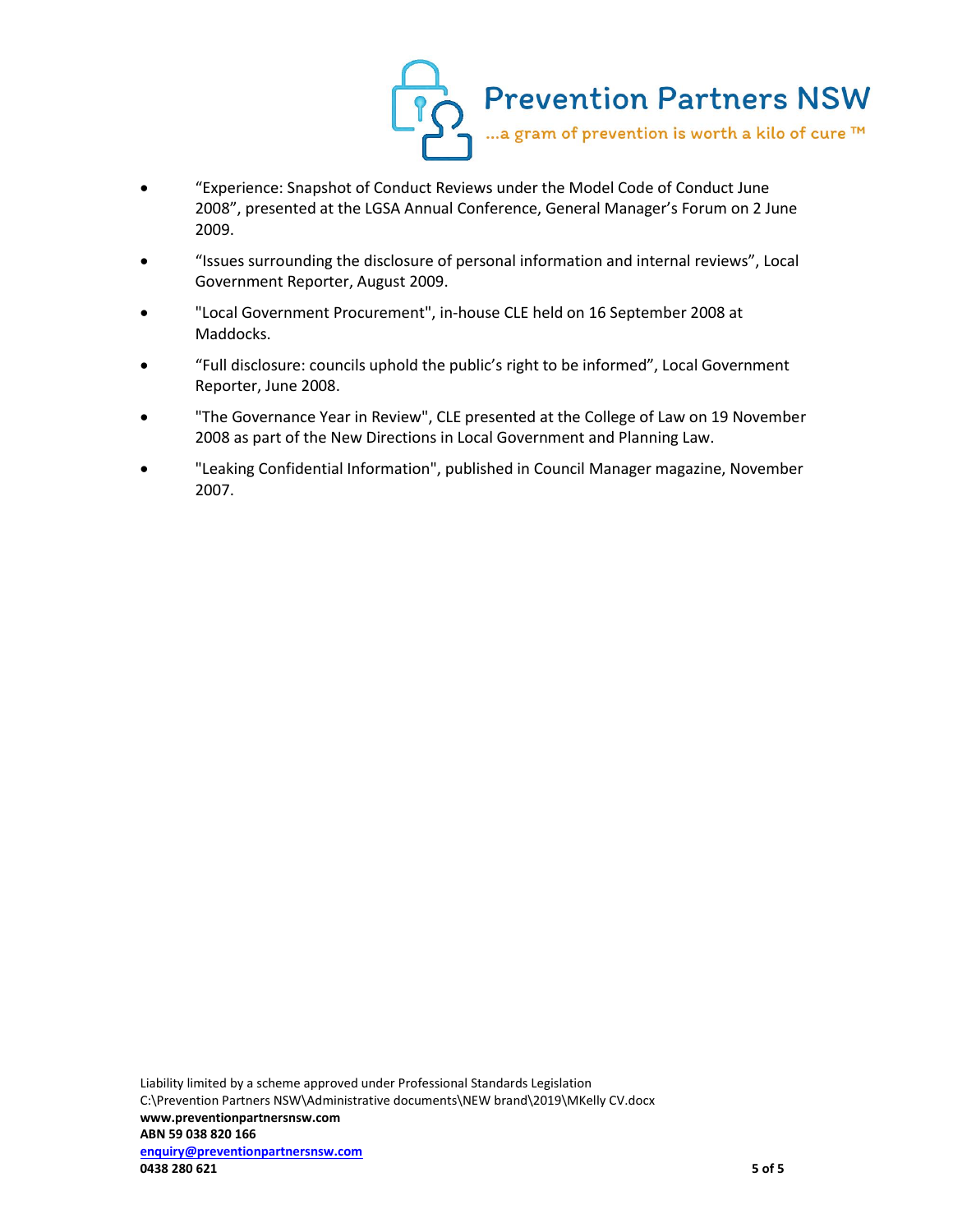- "Experience: Snapshot of Conduct Reviews under the Model Code of Conduct June 2008", presented at the LGSA Annual Conference, General Manager's Forum on 2 June 2009.
- "Issues surrounding the disclosure of personal information and internal reviews", Local Government Reporter, August 2009.
- "Local Government Procurement", in-house CLE held on 16 September 2008 at Maddocks.
- "Full disclosure: councils uphold the public's right to be informed", Local Government Reporter, June 2008.
- "The Governance Year in Review", CLE presented at the College of Law on 19 November 2008 as part of the New Directions in Local Government and Planning Law.
- "Leaking Confidential Information", published in Council Manager magazine, November 2007.